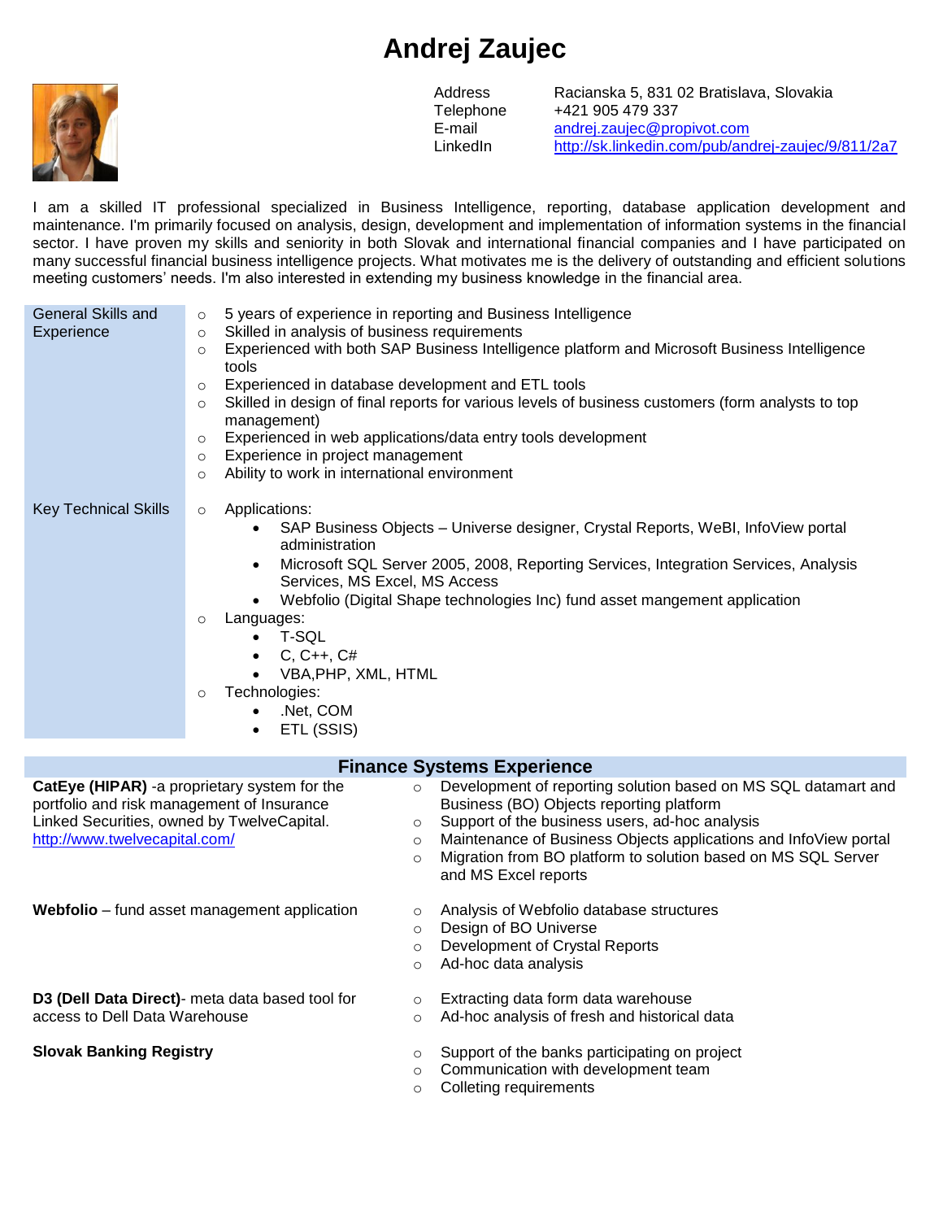# Andrej Zaujec

| | |
|---|---|
| Address | Racianska 5, 831 02 Bratislava, Slovakia |
| Telephone | +421 905 479 337 |
| E-mail | andrej.zaujec@propivot.com |
| LinkedIn | http://sk.linkedin.com/pub/andrej-zaujec/9/811/2a7 |

I am a skilled IT professional specialized in Business Intelligence, reporting, database application development and maintenance. I'm primarily focused on analysis, design, development and implementation of information systems in the financial sector. I have proven my skills and seniority in both Slovak and international financial companies and I have participated on many successful financial business intelligence projects. What motivates me is the delivery of outstanding and efficient solutions meeting customers' needs. I'm also interested in extending my business knowledge in the financial area.

## General Skills and Experience

- 5 years of experience in reporting and Business Intelligence
- Skilled in analysis of business requirements
- Experienced with both SAP Business Intelligence platform and Microsoft Business Intelligence tools
- Experienced in database development and ETL tools
- Skilled in design of final reports for various levels of business customers (form analysts to top management)
- Experienced in web applications/data entry tools development
- Experience in project management
- Ability to work in international environment

## Key Technical Skills

- Applications:
  - SAP Business Objects – Universe designer, Crystal Reports, WeBI, InfoView portal administration
  - Microsoft SQL Server 2005, 2008, Reporting Services, Integration Services, Analysis Services, MS Excel, MS Access
  - Webfolio (Digital Shape technologies Inc) fund asset mangement application
- Languages:
  - T-SQL
  - C, C++, C#
  - VBA,PHP, XML, HTML
- Technologies:
  - .Net, COM
  - ETL (SSIS)

## Finance Systems Experience

**CatEye (HIPAR)** -a proprietary system for the portfolio and risk management of Insurance Linked Securities, owned by TwelveCapital. http://www.twelvecapital.com/

- Development of reporting solution based on MS SQL datamart and Business (BO) Objects reporting platform
- Support of the business users, ad-hoc analysis
- Maintenance of Business Objects applications and InfoView portal
- Migration from BO platform to solution based on MS SQL Server and MS Excel reports

**Webfolio** – fund asset management application

- Analysis of Webfolio database structures
- Design of BO Universe
- Development of Crystal Reports
- Ad-hoc data analysis

**D3 (Dell Data Direct)**- meta data based tool for access to Dell Data Warehouse

- Extracting data form data warehouse
- Ad-hoc analysis of fresh and historical data

**Slovak Banking Registry**

- Support of the banks participating on project
- Communication with development team
- Colleting requirements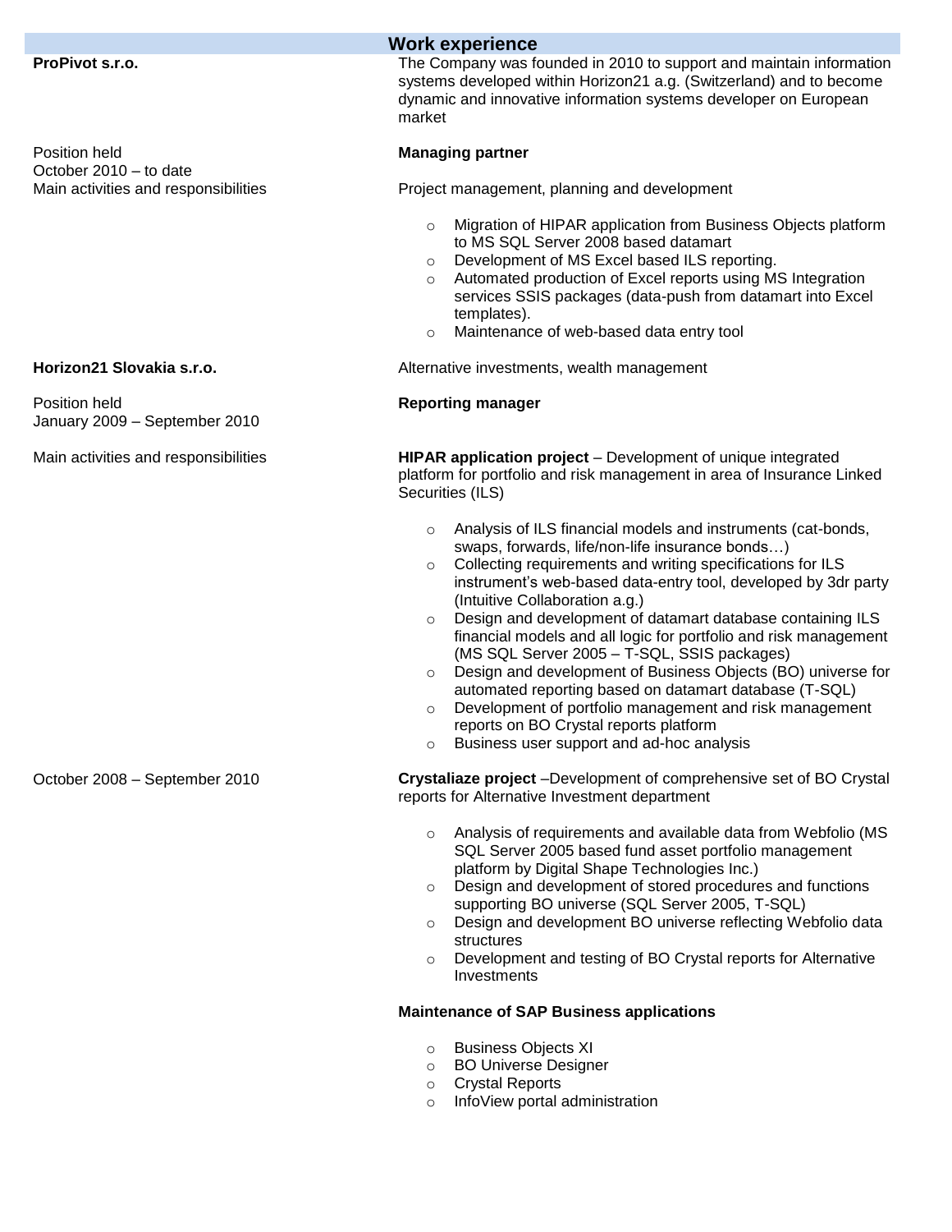## Work experience

**ProPivot s.r.o.**

The Company was founded in 2010 to support and maintain information systems developed within Horizon21 a.g. (Switzerland) and to become dynamic and innovative information systems developer on European market

Position held: **Managing partner**

October 2010 – to date

Main activities and responsibilities: Project management, planning and development

- Migration of HIPAR application from Business Objects platform to MS SQL Server 2008 based datamart
- Development of MS Excel based ILS reporting.
- Automated production of Excel reports using MS Integration services SSIS packages (data-push from datamart into Excel templates).
- Maintenance of web-based data entry tool

**Horizon21 Slovakia s.r.o.**

Alternative investments, wealth management

Position held: **Reporting manager**

January 2009 – September 2010

Main activities and responsibilities: **HIPAR application project** – Development of unique integrated platform for portfolio and risk management in area of Insurance Linked Securities (ILS)

- Analysis of ILS financial models and instruments (cat-bonds, swaps, forwards, life/non-life insurance bonds…)
- Collecting requirements and writing specifications for ILS instrument's web-based data-entry tool, developed by 3dr party (Intuitive Collaboration a.g.)
- Design and development of datamart database containing ILS financial models and all logic for portfolio and risk management (MS SQL Server 2005 – T-SQL, SSIS packages)
- Design and development of Business Objects (BO) universe for automated reporting based on datamart database (T-SQL)
- Development of portfolio management and risk management reports on BO Crystal reports platform
- Business user support and ad-hoc analysis

October 2008 – September 2010

**Crystaliaze project** –Development of comprehensive set of BO Crystal reports for Alternative Investment department

- Analysis of requirements and available data from Webfolio (MS SQL Server 2005 based fund asset portfolio management platform by Digital Shape Technologies Inc.)
- Design and development of stored procedures and functions supporting BO universe (SQL Server 2005, T-SQL)
- Design and development BO universe reflecting Webfolio data structures
- Development and testing of BO Crystal reports for Alternative Investments

**Maintenance of SAP Business applications**

- Business Objects XI
- BO Universe Designer
- Crystal Reports
- InfoView portal administration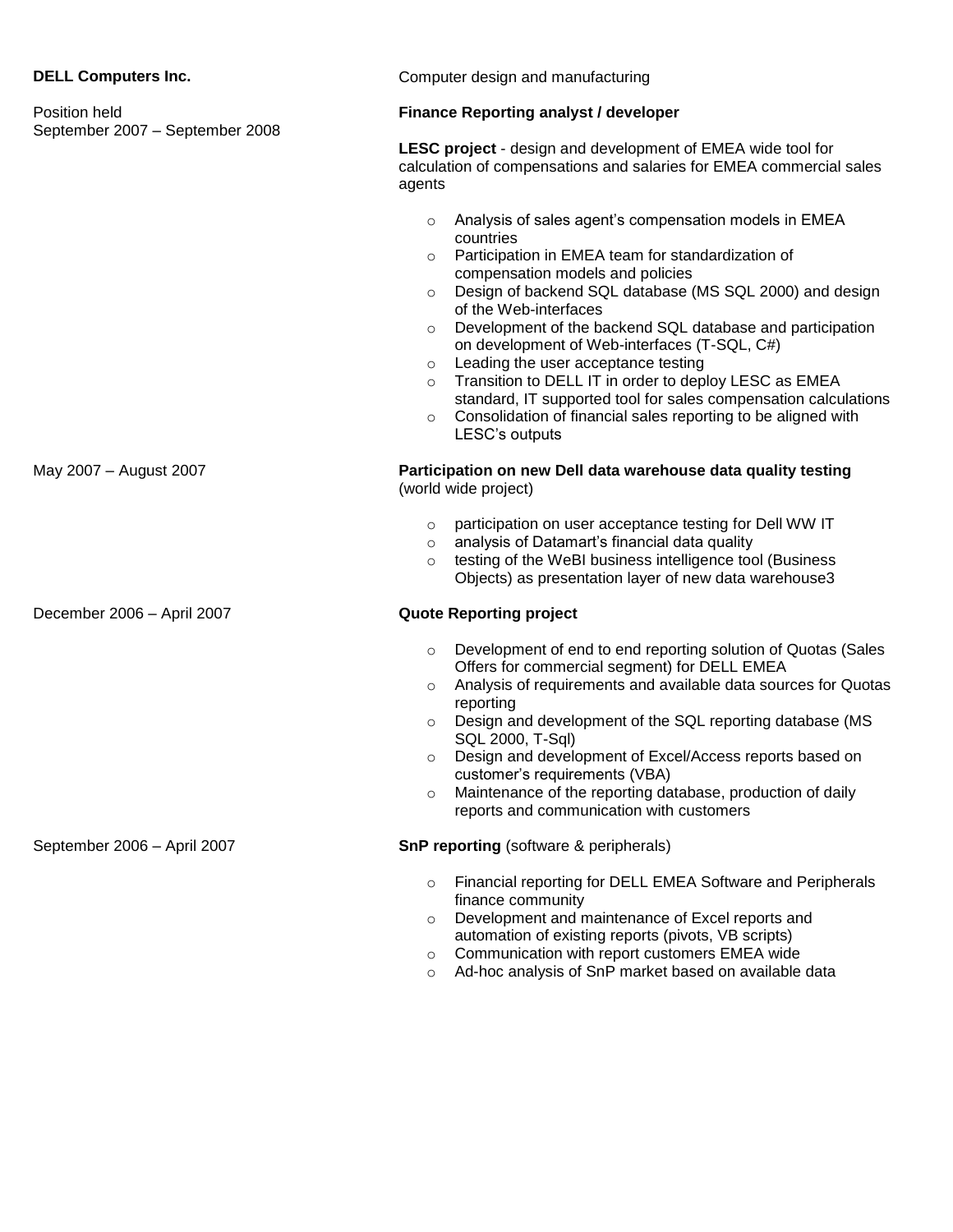**DELL Computers Inc.**

Computer design and manufacturing

Position held
September 2007 – September 2008

**Finance Reporting analyst / developer**

**LESC project** - design and development of EMEA wide tool for calculation of compensations and salaries for EMEA commercial sales agents

- Analysis of sales agent's compensation models in EMEA countries
- Participation in EMEA team for standardization of compensation models and policies
- Design of backend SQL database (MS SQL 2000) and design of the Web-interfaces
- Development of the backend SQL database and participation on development of Web-interfaces (T-SQL, C#)
- Leading the user acceptance testing
- Transition to DELL IT in order to deploy LESC as EMEA standard, IT supported tool for sales compensation calculations
- Consolidation of financial sales reporting to be aligned with LESC's outputs

May 2007 – August 2007

**Participation on new Dell data warehouse data quality testing** (world wide project)

- participation on user acceptance testing for Dell WW IT
- analysis of Datamart's financial data quality
- testing of the WeBI business intelligence tool (Business Objects) as presentation layer of new data warehouse3

December 2006 – April 2007

**Quote Reporting project**

- Development of end to end reporting solution of Quotas (Sales Offers for commercial segment) for DELL EMEA
- Analysis of requirements and available data sources for Quotas reporting
- Design and development of the SQL reporting database (MS SQL 2000, T-Sql)
- Design and development of Excel/Access reports based on customer's requirements (VBA)
- Maintenance of the reporting database, production of daily reports and communication with customers

September 2006 – April 2007

**SnP reporting** (software & peripherals)

- Financial reporting for DELL EMEA Software and Peripherals finance community
- Development and maintenance of Excel reports and automation of existing reports (pivots, VB scripts)
- Communication with report customers EMEA wide
- Ad-hoc analysis of SnP market based on available data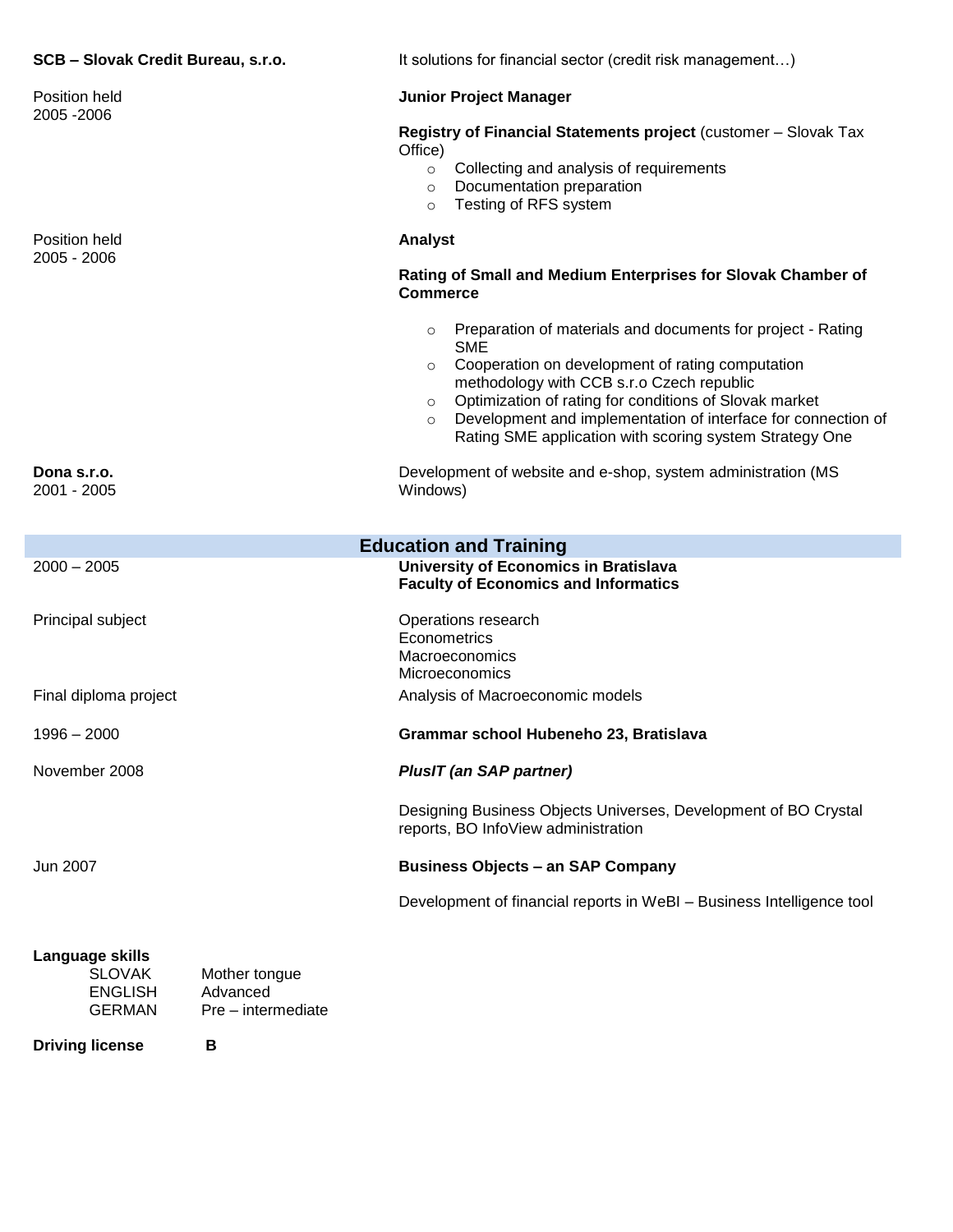**SCB – Slovak Credit Bureau, s.r.o.**

It solutions for financial sector (credit risk management…)

Position held
2005 -2006

**Junior Project Manager**

**Registry of Financial Statements project** (customer – Slovak Tax Office)

- Collecting and analysis of requirements
- Documentation preparation
- Testing of RFS system

Position held
2005 - 2006

**Analyst**

**Rating of Small and Medium Enterprises for Slovak Chamber of Commerce**

- Preparation of materials and documents for project - Rating SME
- Cooperation on development of rating computation methodology with CCB s.r.o Czech republic
- Optimization of rating for conditions of Slovak market
- Development and implementation of interface for connection of Rating SME application with scoring system Strategy One

**Dona s.r.o.**
2001 - 2005

Development of website and e-shop, system administration (MS Windows)

## Education and Training

2000 – 2005

**University of Economics in Bratislava**
**Faculty of Economics and Informatics**

Principal subject

Operations research
Econometrics
Macroeconomics
Microeconomics

Final diploma project

Analysis of Macroeconomic models

1996 – 2000

**Grammar school Hubeneho 23, Bratislava**

November 2008

***PlusIT (an SAP partner)***

Designing Business Objects Universes, Development of BO Crystal reports, BO InfoView administration

Jun 2007

**Business Objects – an SAP Company**

Development of financial reports in WeBI – Business Intelligence tool

**Language skills**

| | |
|---|---|
| SLOVAK | Mother tongue |
| ENGLISH | Advanced |
| GERMAN | Pre – intermediate |

**Driving license** **B**